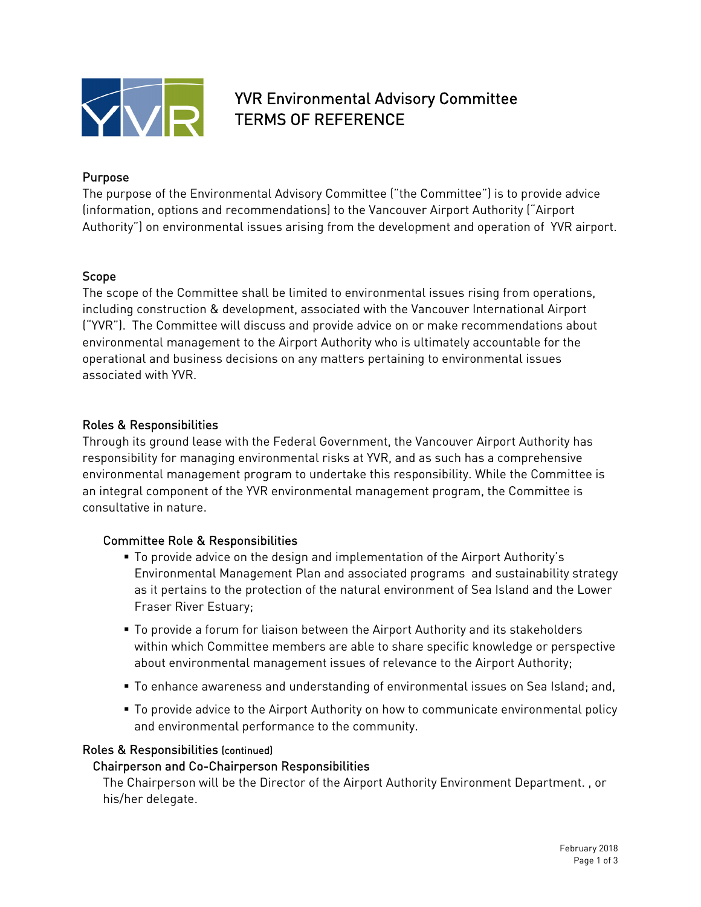# YVR Environmental Advisory Committee
# TERMS OF REFERENCE

## Purpose

The purpose of the Environmental Advisory Committee ("the Committee") is to provide advice (information, options and recommendations) to the Vancouver Airport Authority ("Airport Authority") on environmental issues arising from the development and operation of YVR airport.

## Scope

The scope of the Committee shall be limited to environmental issues rising from operations, including construction & development, associated with the Vancouver International Airport ("YVR"). The Committee will discuss and provide advice on or make recommendations about environmental management to the Airport Authority who is ultimately accountable for the operational and business decisions on any matters pertaining to environmental issues associated with YVR.

## Roles & Responsibilities

Through its ground lease with the Federal Government, the Vancouver Airport Authority has responsibility for managing environmental risks at YVR, and as such has a comprehensive environmental management program to undertake this responsibility. While the Committee is an integral component of the YVR environmental management program, the Committee is consultative in nature.

### Committee Role & Responsibilities

- To provide advice on the design and implementation of the Airport Authority's Environmental Management Plan and associated programs and sustainability strategy as it pertains to the protection of the natural environment of Sea Island and the Lower Fraser River Estuary;
- To provide a forum for liaison between the Airport Authority and its stakeholders within which Committee members are able to share specific knowledge or perspective about environmental management issues of relevance to the Airport Authority;
- To enhance awareness and understanding of environmental issues on Sea Island; and,
- To provide advice to the Airport Authority on how to communicate environmental policy and environmental performance to the community.

## Roles & Responsibilities (continued)

### Chairperson and Co-Chairperson Responsibilities

The Chairperson will be the Director of the Airport Authority Environment Department. , or his/her delegate.

February 2018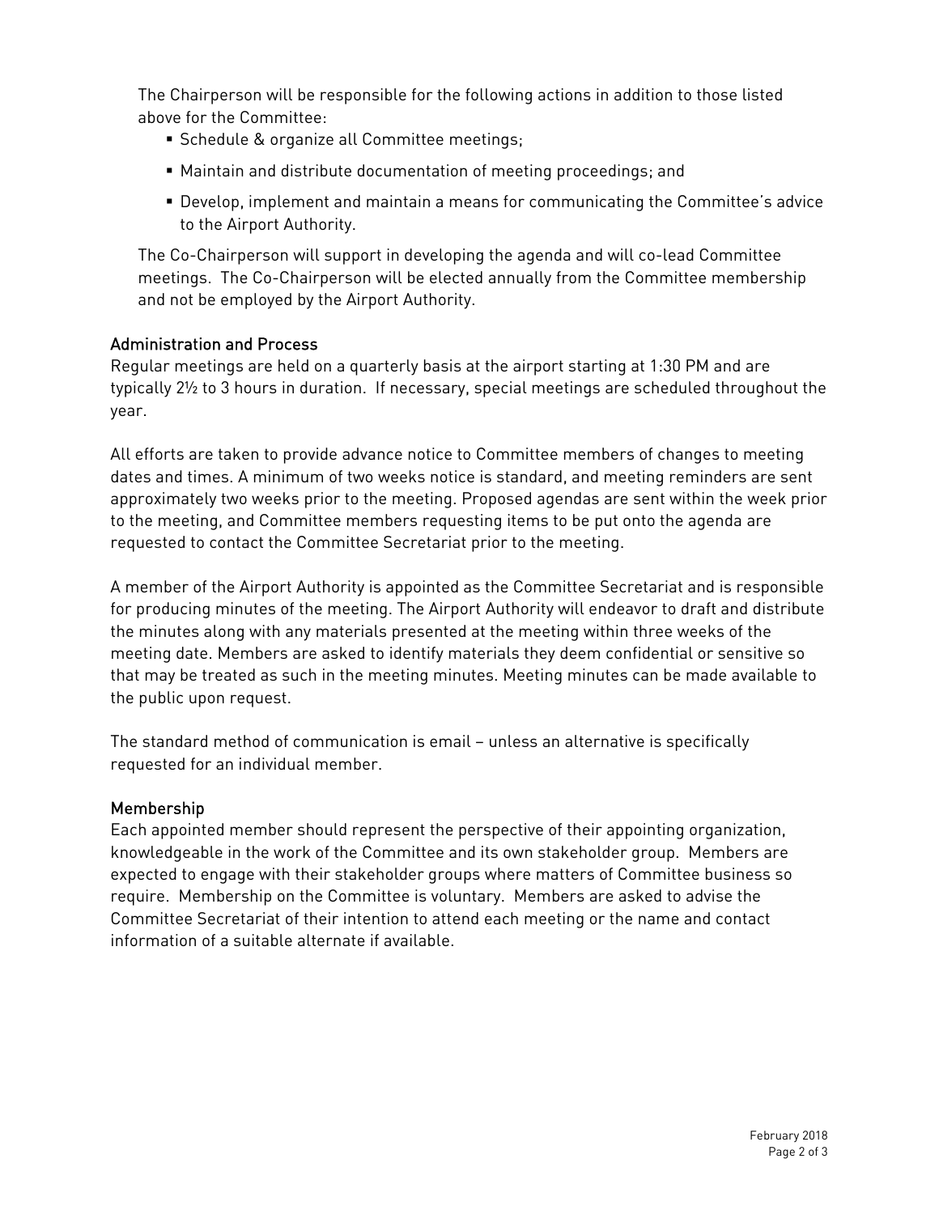The Chairperson will be responsible for the following actions in addition to those listed above for the Committee:

- Schedule & organize all Committee meetings;
- Maintain and distribute documentation of meeting proceedings; and
- Develop, implement and maintain a means for communicating the Committee's advice to the Airport Authority.

The Co-Chairperson will support in developing the agenda and will co-lead Committee meetings. The Co-Chairperson will be elected annually from the Committee membership and not be employed by the Airport Authority.

## Administration and Process

Regular meetings are held on a quarterly basis at the airport starting at 1:30 PM and are typically 2½ to 3 hours in duration. If necessary, special meetings are scheduled throughout the year.

All efforts are taken to provide advance notice to Committee members of changes to meeting dates and times. A minimum of two weeks notice is standard, and meeting reminders are sent approximately two weeks prior to the meeting. Proposed agendas are sent within the week prior to the meeting, and Committee members requesting items to be put onto the agenda are requested to contact the Committee Secretariat prior to the meeting.

A member of the Airport Authority is appointed as the Committee Secretariat and is responsible for producing minutes of the meeting. The Airport Authority will endeavor to draft and distribute the minutes along with any materials presented at the meeting within three weeks of the meeting date. Members are asked to identify materials they deem confidential or sensitive so that may be treated as such in the meeting minutes. Meeting minutes can be made available to the public upon request.

The standard method of communication is email – unless an alternative is specifically requested for an individual member.

## Membership

Each appointed member should represent the perspective of their appointing organization, knowledgeable in the work of the Committee and its own stakeholder group. Members are expected to engage with their stakeholder groups where matters of Committee business so require. Membership on the Committee is voluntary. Members are asked to advise the Committee Secretariat of their intention to attend each meeting or the name and contact information of a suitable alternate if available.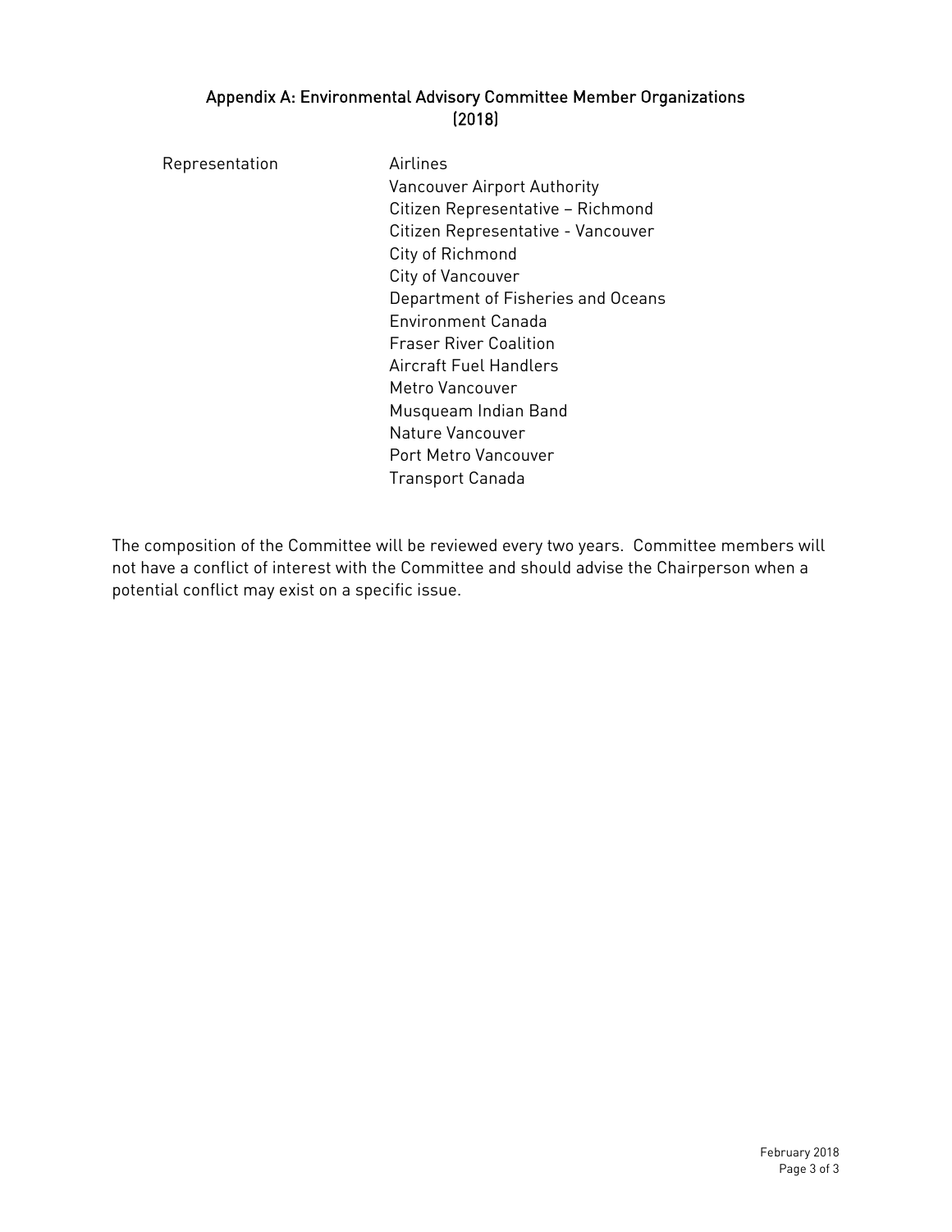## Appendix A: Environmental Advisory Committee Member Organizations (2018)

| | |
|---|---|
| Representation | Airlines |
| | Vancouver Airport Authority |
| | Citizen Representative – Richmond |
| | Citizen Representative - Vancouver |
| | City of Richmond |
| | City of Vancouver |
| | Department of Fisheries and Oceans |
| | Environment Canada |
| | Fraser River Coalition |
| | Aircraft Fuel Handlers |
| | Metro Vancouver |
| | Musqueam Indian Band |
| | Nature Vancouver |
| | Port Metro Vancouver |
| | Transport Canada |

The composition of the Committee will be reviewed every two years. Committee members will not have a conflict of interest with the Committee and should advise the Chairperson when a potential conflict may exist on a specific issue.

February 2018